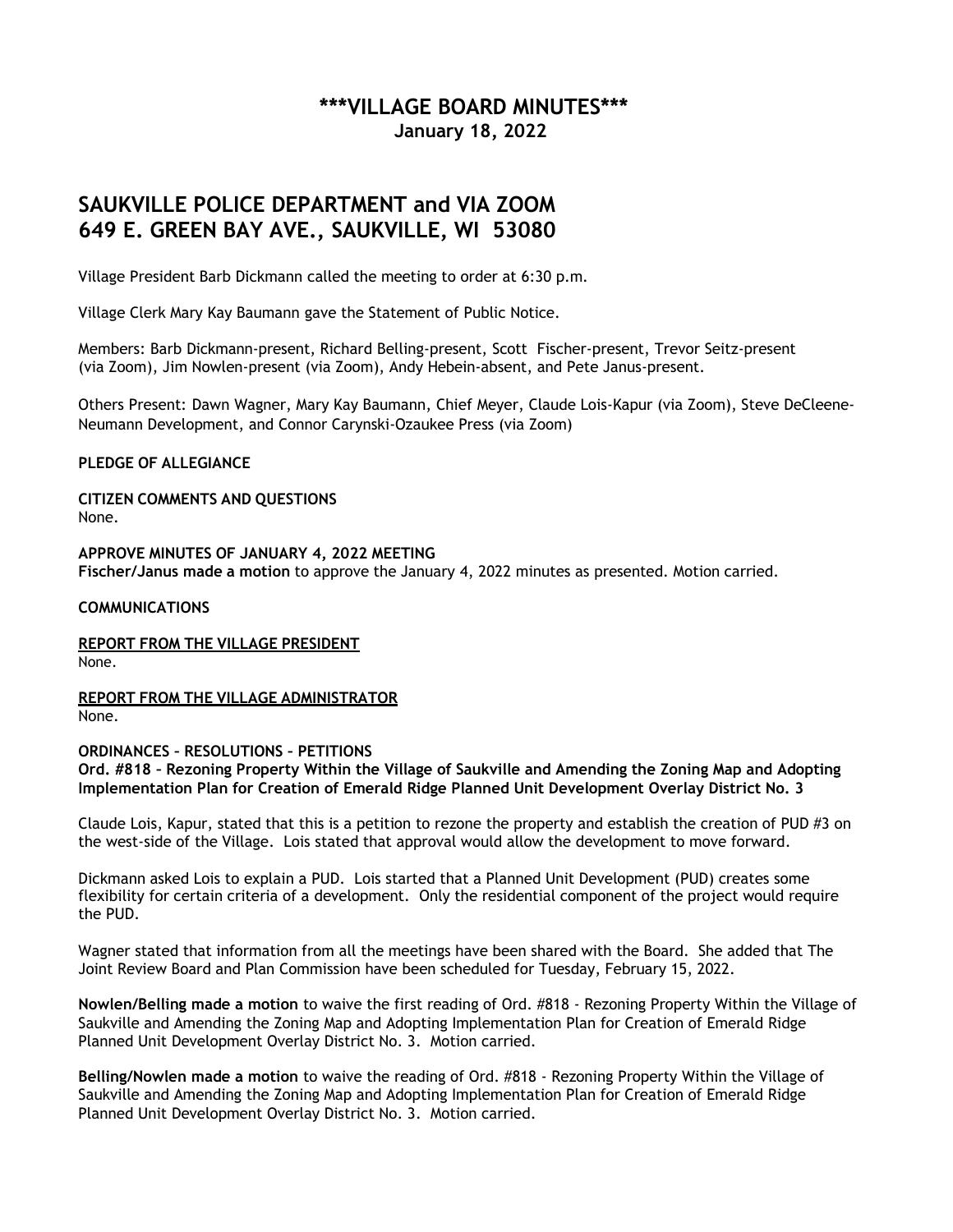# ***VILLAGE BOARD MINUTES***
### January 18, 2022

## SAUKVILLE POLICE DEPARTMENT and VIA ZOOM
## 649 E. GREEN BAY AVE., SAUKVILLE, WI 53080

Village President Barb Dickmann called the meeting to order at 6:30 p.m.

Village Clerk Mary Kay Baumann gave the Statement of Public Notice.

Members: Barb Dickmann-present, Richard Belling-present, Scott Fischer-present, Trevor Seitz-present (via Zoom), Jim Nowlen-present (via Zoom), Andy Hebein-absent, and Pete Janus-present.

Others Present: Dawn Wagner, Mary Kay Baumann, Chief Meyer, Claude Lois-Kapur (via Zoom), Steve DeCleene-Neumann Development, and Connor Carynski-Ozaukee Press (via Zoom)

**PLEDGE OF ALLEGIANCE**

**CITIZEN COMMENTS AND QUESTIONS**
None.

**APPROVE MINUTES OF JANUARY 4, 2022 MEETING**
**Fischer/Janus made a motion** to approve the January 4, 2022 minutes as presented. Motion carried.

**COMMUNICATIONS**

**REPORT FROM THE VILLAGE PRESIDENT**
None.

**REPORT FROM THE VILLAGE ADMINISTRATOR**
None.

**ORDINANCES – RESOLUTIONS – PETITIONS**
**Ord. #818 – Rezoning Property Within the Village of Saukville and Amending the Zoning Map and Adopting Implementation Plan for Creation of Emerald Ridge Planned Unit Development Overlay District No. 3**

Claude Lois, Kapur, stated that this is a petition to rezone the property and establish the creation of PUD #3 on the west-side of the Village. Lois stated that approval would allow the development to move forward.

Dickmann asked Lois to explain a PUD. Lois started that a Planned Unit Development (PUD) creates some flexibility for certain criteria of a development. Only the residential component of the project would require the PUD.

Wagner stated that information from all the meetings have been shared with the Board. She added that The Joint Review Board and Plan Commission have been scheduled for Tuesday, February 15, 2022.

**Nowlen/Belling made a motion** to waive the first reading of Ord. #818 - Rezoning Property Within the Village of Saukville and Amending the Zoning Map and Adopting Implementation Plan for Creation of Emerald Ridge Planned Unit Development Overlay District No. 3. Motion carried.

**Belling/Nowlen made a motion** to waive the reading of Ord. #818 - Rezoning Property Within the Village of Saukville and Amending the Zoning Map and Adopting Implementation Plan for Creation of Emerald Ridge Planned Unit Development Overlay District No. 3. Motion carried.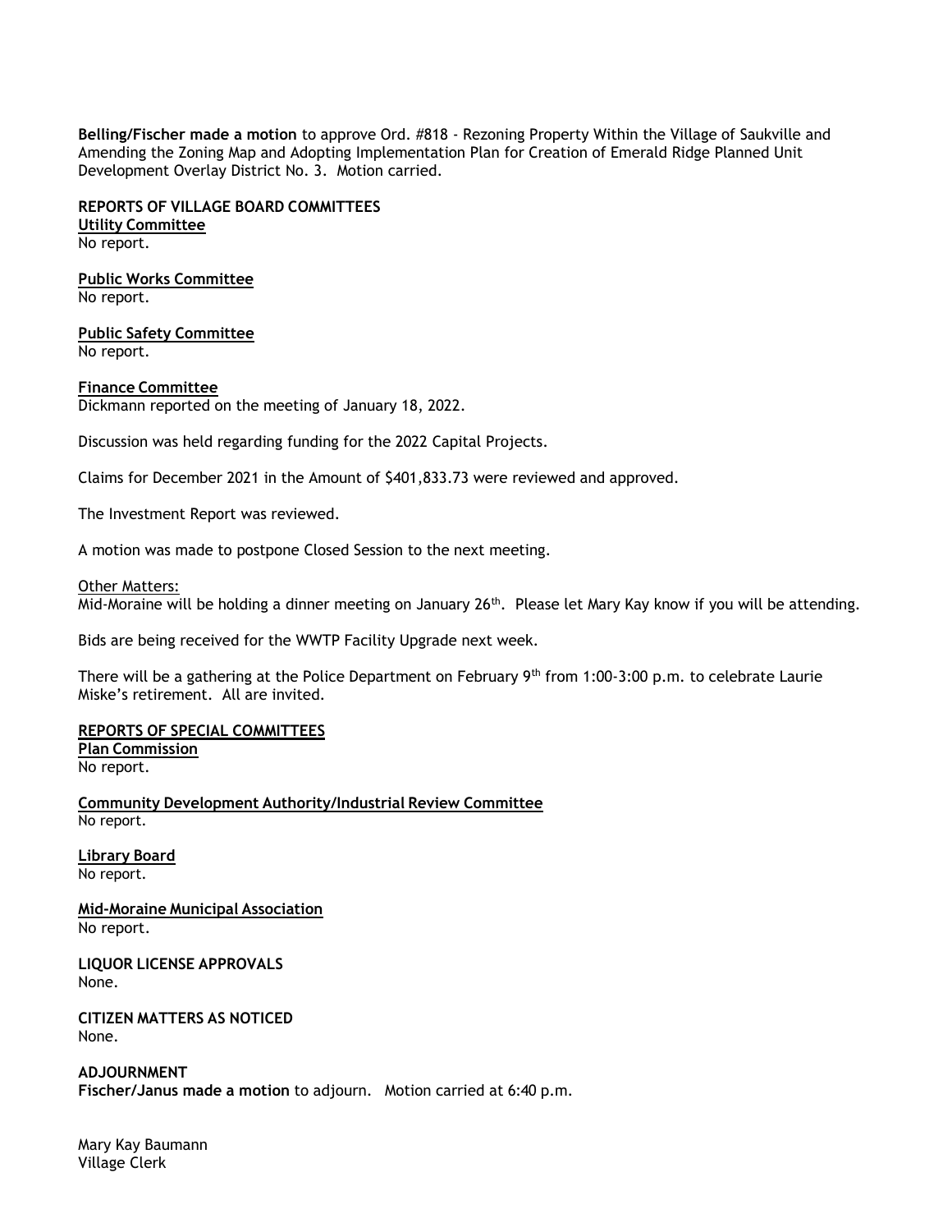**Belling/Fischer made a motion** to approve Ord. #818 - Rezoning Property Within the Village of Saukville and Amending the Zoning Map and Adopting Implementation Plan for Creation of Emerald Ridge Planned Unit Development Overlay District No. 3. Motion carried.

**REPORTS OF VILLAGE BOARD COMMITTEES**

**Utility Committee**

No report.

**Public Works Committee**

No report.

**Public Safety Committee**

No report.

**Finance Committee**

Dickmann reported on the meeting of January 18, 2022.

Discussion was held regarding funding for the 2022 Capital Projects.

Claims for December 2021 in the Amount of $401,833.73 were reviewed and approved.

The Investment Report was reviewed.

A motion was made to postpone Closed Session to the next meeting.

Other Matters:

Mid-Moraine will be holding a dinner meeting on January 26th. Please let Mary Kay know if you will be attending.

Bids are being received for the WWTP Facility Upgrade next week.

There will be a gathering at the Police Department on February 9th from 1:00-3:00 p.m. to celebrate Laurie Miske's retirement. All are invited.

**REPORTS OF SPECIAL COMMITTEES**

**Plan Commission**

No report.

**Community Development Authority/Industrial Review Committee**

No report.

**Library Board**

No report.

**Mid-Moraine Municipal Association**

No report.

**LIQUOR LICENSE APPROVALS**

None.

**CITIZEN MATTERS AS NOTICED**

None.

**ADJOURNMENT**

**Fischer/Janus made a motion** to adjourn. Motion carried at 6:40 p.m.

Mary Kay Baumann
Village Clerk